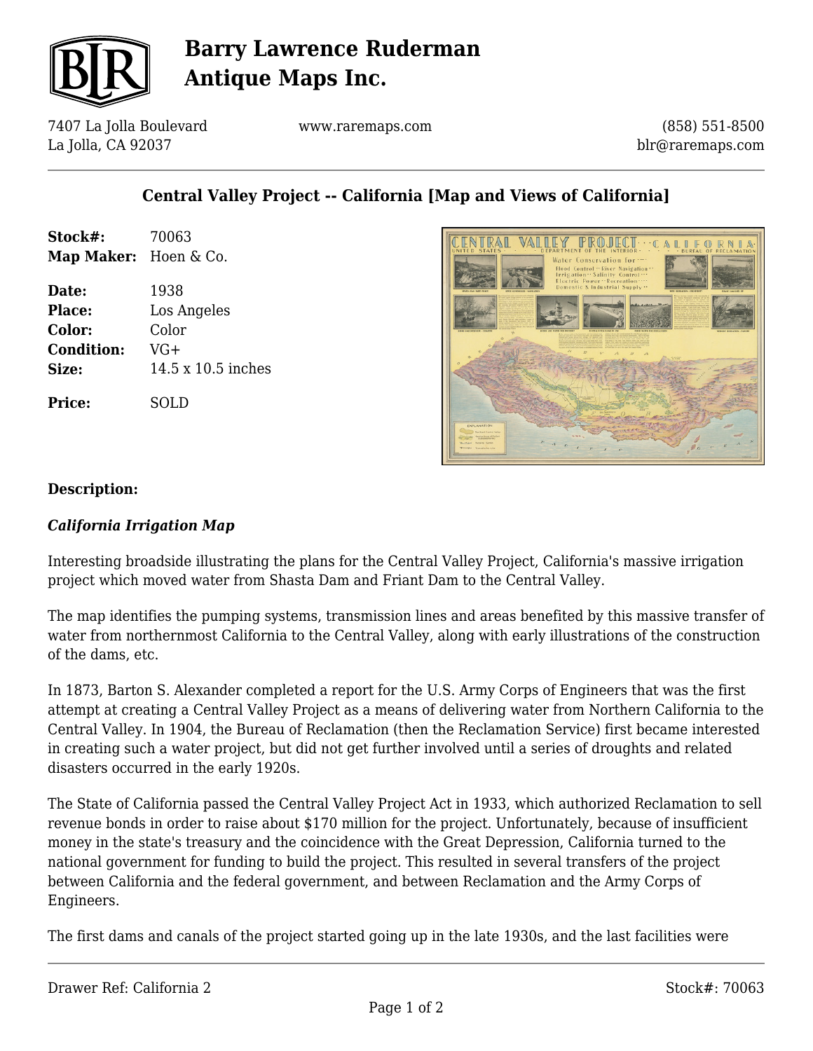# Barry Lawrence Ruderman Antique Maps Inc.

7407 La Jolla Boulevard
La Jolla, CA 92037

www.raremaps.com

(858) 551-8500
blr@raremaps.com

## Central Valley Project -- California [Map and Views of California]

**Stock#:** 70063
**Map Maker:** Hoen & Co.

**Date:** 1938
**Place:** Los Angeles
**Color:** Color
**Condition:** VG+
**Size:** 14.5 x 10.5 inches

**Price:** SOLD

**Description:**

***California Irrigation Map***

Interesting broadside illustrating the plans for the Central Valley Project, California's massive irrigation project which moved water from Shasta Dam and Friant Dam to the Central Valley.

The map identifies the pumping systems, transmission lines and areas benefited by this massive transfer of water from northernmost California to the Central Valley, along with early illustrations of the construction of the dams, etc.

In 1873, Barton S. Alexander completed a report for the U.S. Army Corps of Engineers that was the first attempt at creating a Central Valley Project as a means of delivering water from Northern California to the Central Valley. In 1904, the Bureau of Reclamation (then the Reclamation Service) first became interested in creating such a water project, but did not get further involved until a series of droughts and related disasters occurred in the early 1920s.

The State of California passed the Central Valley Project Act in 1933, which authorized Reclamation to sell revenue bonds in order to raise about $170 million for the project. Unfortunately, because of insufficient money in the state's treasury and the coincidence with the Great Depression, California turned to the national government for funding to build the project. This resulted in several transfers of the project between California and the federal government, and between Reclamation and the Army Corps of Engineers.

The first dams and canals of the project started going up in the late 1930s, and the last facilities were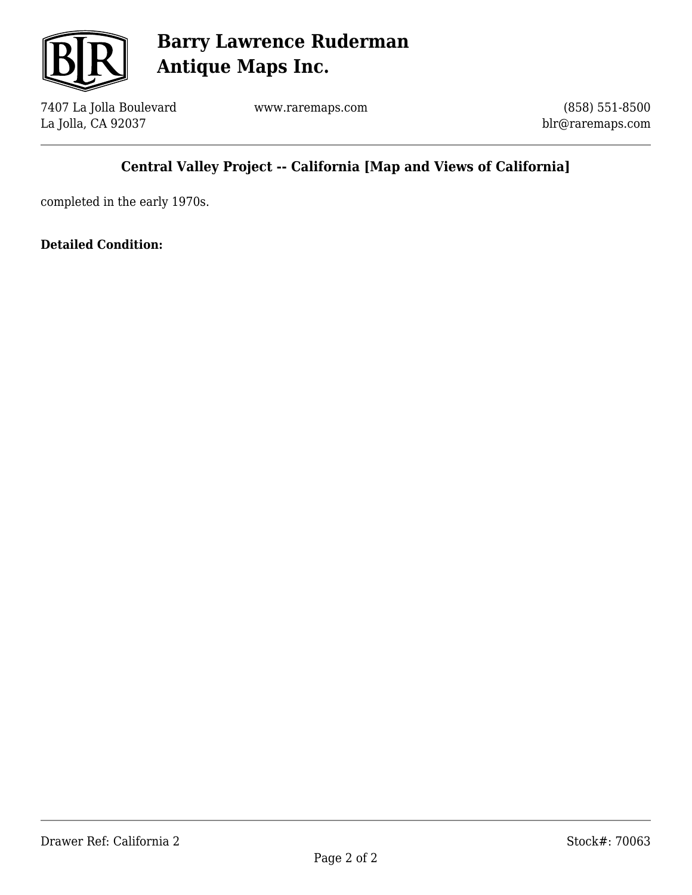completed in the early 1970s.

**Detailed Condition:**